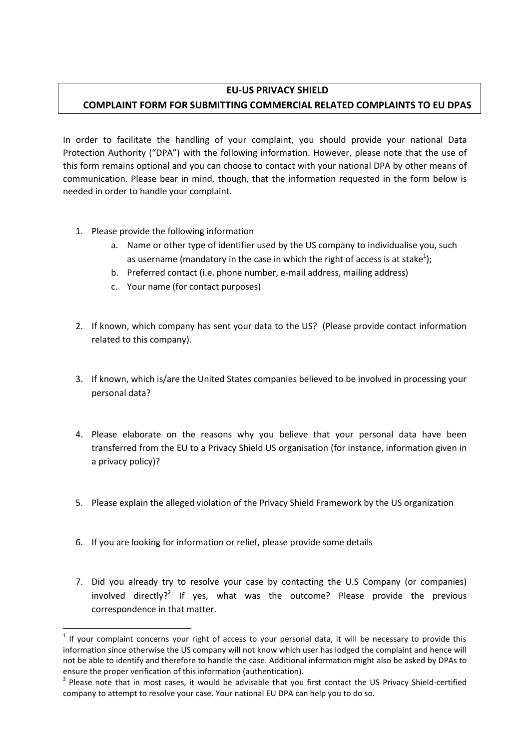# EU-US PRIVACY SHIELD

## COMPLAINT FORM FOR SUBMITTING COMMERCIAL RELATED COMPLAINTS TO EU DPAS

In order to facilitate the handling of your complaint, you should provide your national Data Protection Authority ("DPA") with the following information. However, please note that the use of this form remains optional and you can choose to contact with your national DPA by other means of communication. Please bear in mind, though, that the information requested in the form below is needed in order to handle your complaint.

1. Please provide the following information
   a. Name or other type of identifier used by the US company to individualise you, such as username (mandatory in the case in which the right of access is at stake[1]);
   b. Preferred contact (i.e. phone number, e-mail address, mailing address)
   c. Your name (for contact purposes)

2. If known, which company has sent your data to the US? (Please provide contact information related to this company).

3. If known, which is/are the United States companies believed to be involved in processing your personal data?

4. Please elaborate on the reasons why you believe that your personal data have been transferred from the EU to a Privacy Shield US organisation (for instance, information given in a privacy policy)?

5. Please explain the alleged violation of the Privacy Shield Framework by the US organization

6. If you are looking for information or relief, please provide some details

7. Did you already try to resolve your case by contacting the U.S Company (or companies) involved directly?[2] If yes, what was the outcome? Please provide the previous correspondence in that matter.

---

[1] If your complaint concerns your right of access to your personal data, it will be necessary to provide this information since otherwise the US company will not know which user has lodged the complaint and hence will not be able to identify and therefore to handle the case. Additional information might also be asked by DPAs to ensure the proper verification of this information (authentication).

[2] Please note that in most cases, it would be advisable that you first contact the US Privacy Shield-certified company to attempt to resolve your case. Your national EU DPA can help you to do so.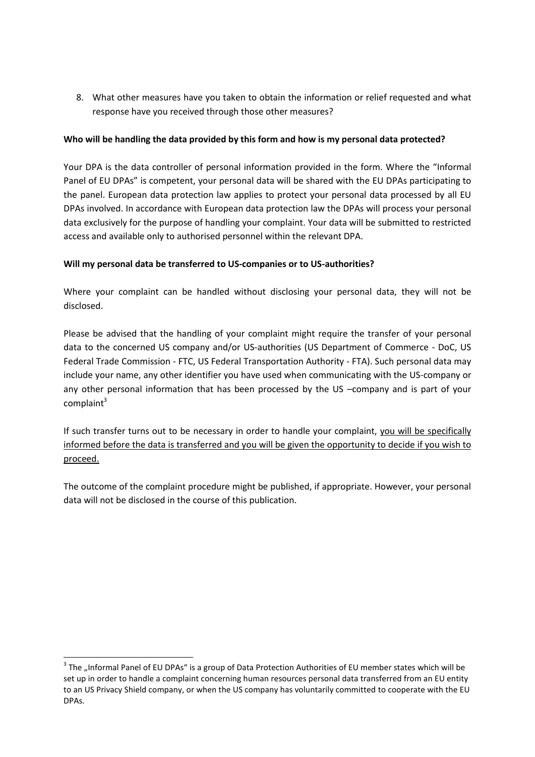8. What other measures have you taken to obtain the information or relief requested and what response have you received through those other measures?

**Who will be handling the data provided by this form and how is my personal data protected?**

Your DPA is the data controller of personal information provided in the form. Where the "Informal Panel of EU DPAs" is competent, your personal data will be shared with the EU DPAs participating to the panel. European data protection law applies to protect your personal data processed by all EU DPAs involved. In accordance with European data protection law the DPAs will process your personal data exclusively for the purpose of handling your complaint. Your data will be submitted to restricted access and available only to authorised personnel within the relevant DPA.

**Will my personal data be transferred to US-companies or to US-authorities?**

Where your complaint can be handled without disclosing your personal data, they will not be disclosed.

Please be advised that the handling of your complaint might require the transfer of your personal data to the concerned US company and/or US-authorities (US Department of Commerce - DoC, US Federal Trade Commission - FTC, US Federal Transportation Authority - FTA). Such personal data may include your name, any other identifier you have used when communicating with the US-company or any other personal information that has been processed by the US –company and is part of your complaint[3]

If such transfer turns out to be necessary in order to handle your complaint, <u>you will be specifically informed before the data is transferred and you will be given the opportunity to decide if you wish to proceed.</u>

The outcome of the complaint procedure might be published, if appropriate. However, your personal data will not be disclosed in the course of this publication.

---

[3] The „Informal Panel of EU DPAs" is a group of Data Protection Authorities of EU member states which will be set up in order to handle a complaint concerning human resources personal data transferred from an EU entity to an US Privacy Shield company, or when the US company has voluntarily committed to cooperate with the EU DPAs.